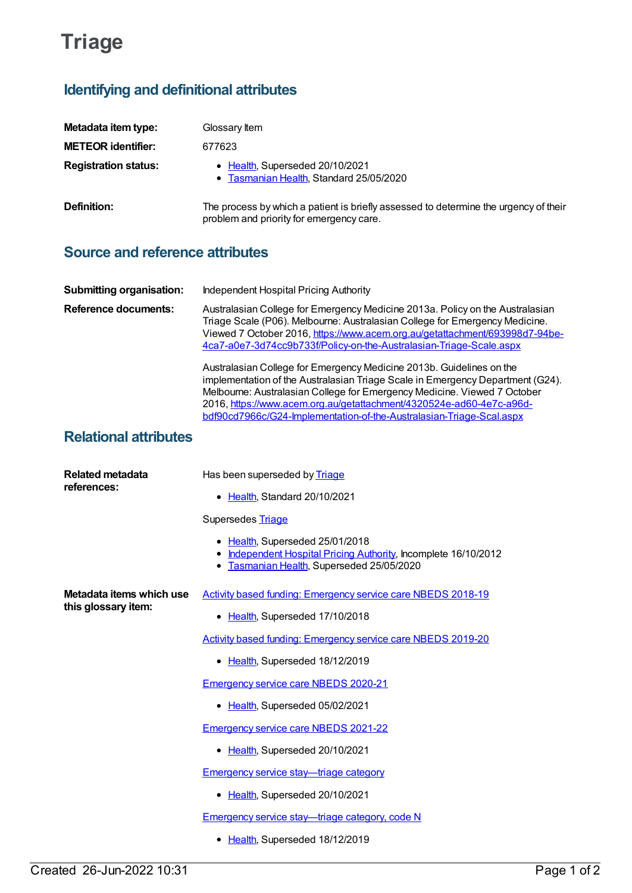# Triage

## Identifying and definitional attributes

**Metadata item type:** Glossary Item

**METEOR identifier:** 677623

**Registration status:**

- Health, Superseded 20/10/2021
- Tasmanian Health, Standard 25/05/2020

**Definition:** The process by which a patient is briefly assessed to determine the urgency of their problem and priority for emergency care.

## Source and reference attributes

**Submitting organisation:** Independent Hospital Pricing Authority

**Reference documents:** Australasian College for Emergency Medicine 2013a. Policy on the Australasian Triage Scale (P06). Melbourne: Australasian College for Emergency Medicine. Viewed 7 October 2016, https://www.acem.org.au/getattachment/693998d7-94be-4ca7-a0e7-3d74cc9b733f/Policy-on-the-Australasian-Triage-Scale.aspx

Australasian College for Emergency Medicine 2013b. Guidelines on the implementation of the Australasian Triage Scale in Emergency Department (G24). Melbourne: Australasian College for Emergency Medicine. Viewed 7 October 2016, https://www.acem.org.au/getattachment/4320524e-ad60-4e7c-a96d-bdf90cd7966c/G24-Implementation-of-the-Australasian-Triage-Scal.aspx

## Relational attributes

**Related metadata references:**

Has been superseded by Triage

- Health, Standard 20/10/2021

Supersedes Triage

- Health, Superseded 25/01/2018
- Independent Hospital Pricing Authority, Incomplete 16/10/2012
- Tasmanian Health, Superseded 25/05/2020

**Metadata items which use this glossary item:**

Activity based funding: Emergency service care NBEDS 2018-19

- Health, Superseded 17/10/2018

Activity based funding: Emergency service care NBEDS 2019-20

- Health, Superseded 18/12/2019

Emergency service care NBEDS 2020-21

- Health, Superseded 05/02/2021

Emergency service care NBEDS 2021-22

- Health, Superseded 20/10/2021

Emergency service stay—triage category

- Health, Superseded 20/10/2021

Emergency service stay—triage category, code N

- Health, Superseded 18/12/2019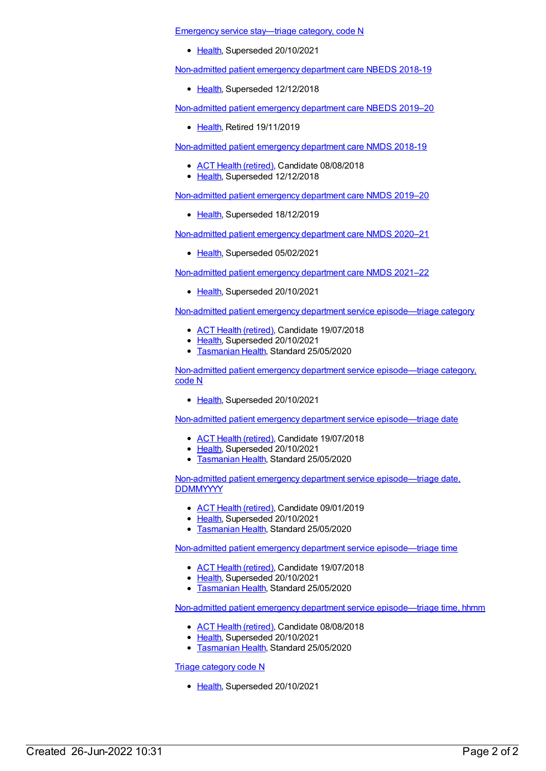Emergency service stay—triage category, code N

- Health, Superseded 20/10/2021

Non-admitted patient emergency department care NBEDS 2018-19

- Health, Superseded 12/12/2018

Non-admitted patient emergency department care NBEDS 2019–20

- Health, Retired 19/11/2019

Non-admitted patient emergency department care NMDS 2018-19

- ACT Health (retired), Candidate 08/08/2018
- Health, Superseded 12/12/2018

Non-admitted patient emergency department care NMDS 2019–20

- Health, Superseded 18/12/2019

Non-admitted patient emergency department care NMDS 2020–21

- Health, Superseded 05/02/2021

Non-admitted patient emergency department care NMDS 2021–22

- Health, Superseded 20/10/2021

Non-admitted patient emergency department service episode—triage category

- ACT Health (retired), Candidate 19/07/2018
- Health, Superseded 20/10/2021
- Tasmanian Health, Standard 25/05/2020

Non-admitted patient emergency department service episode—triage category, code N

- Health, Superseded 20/10/2021

Non-admitted patient emergency department service episode—triage date

- ACT Health (retired), Candidate 19/07/2018
- Health, Superseded 20/10/2021
- Tasmanian Health, Standard 25/05/2020

Non-admitted patient emergency department service episode—triage date, DDMMYYYY

- ACT Health (retired), Candidate 09/01/2019
- Health, Superseded 20/10/2021
- Tasmanian Health, Standard 25/05/2020

Non-admitted patient emergency department service episode—triage time

- ACT Health (retired), Candidate 19/07/2018
- Health, Superseded 20/10/2021
- Tasmanian Health, Standard 25/05/2020

Non-admitted patient emergency department service episode—triage time, hhmm

- ACT Health (retired), Candidate 08/08/2018
- Health, Superseded 20/10/2021
- Tasmanian Health, Standard 25/05/2020

Triage category code N

- Health, Superseded 20/10/2021